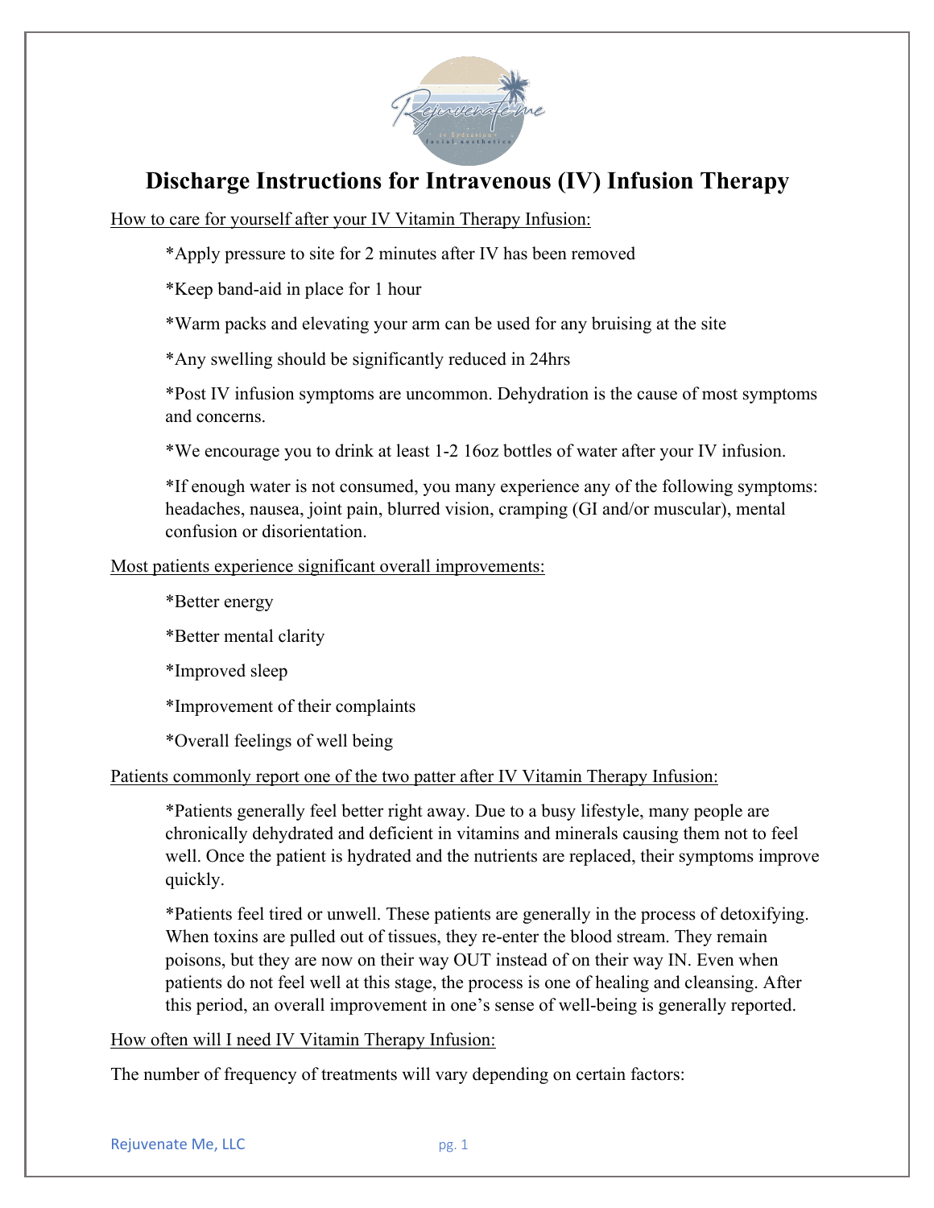# Discharge Instructions for Intravenous (IV) Infusion Therapy

How to care for yourself after your IV Vitamin Therapy Infusion:

*Apply pressure to site for 2 minutes after IV has been removed

*Keep band-aid in place for 1 hour

*Warm packs and elevating your arm can be used for any bruising at the site

*Any swelling should be significantly reduced in 24hrs

*Post IV infusion symptoms are uncommon. Dehydration is the cause of most symptoms and concerns.

*We encourage you to drink at least 1-2 16oz bottles of water after your IV infusion.

*If enough water is not consumed, you many experience any of the following symptoms: headaches, nausea, joint pain, blurred vision, cramping (GI and/or muscular), mental confusion or disorientation.

Most patients experience significant overall improvements:

*Better energy

*Better mental clarity

*Improved sleep

*Improvement of their complaints

*Overall feelings of well being

Patients commonly report one of the two patter after IV Vitamin Therapy Infusion:

*Patients generally feel better right away. Due to a busy lifestyle, many people are chronically dehydrated and deficient in vitamins and minerals causing them not to feel well. Once the patient is hydrated and the nutrients are replaced, their symptoms improve quickly.

*Patients feel tired or unwell. These patients are generally in the process of detoxifying. When toxins are pulled out of tissues, they re-enter the blood stream. They remain poisons, but they are now on their way OUT instead of on their way IN. Even when patients do not feel well at this stage, the process is one of healing and cleansing. After this period, an overall improvement in one's sense of well-being is generally reported.

How often will I need IV Vitamin Therapy Infusion:

The number of frequency of treatments will vary depending on certain factors: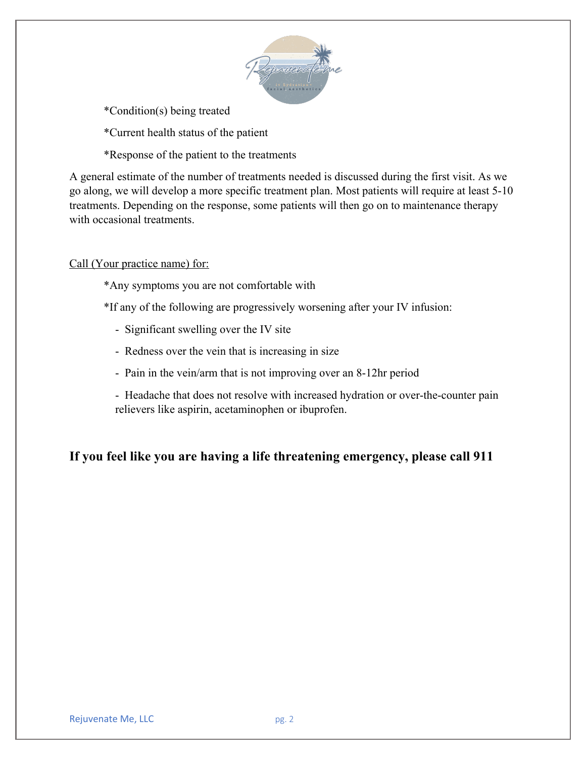*Condition(s) being treated

*Current health status of the patient

*Response of the patient to the treatments

A general estimate of the number of treatments needed is discussed during the first visit. As we go along, we will develop a more specific treatment plan. Most patients will require at least 5-10 treatments. Depending on the response, some patients will then go on to maintenance therapy with occasional treatments.

<u>Call (Your practice name) for:</u>

*Any symptoms you are not comfortable with

*If any of the following are progressively worsening after your IV infusion:

- Significant swelling over the IV site
- Redness over the vein that is increasing in size
- Pain in the vein/arm that is not improving over an 8-12hr period
- Headache that does not resolve with increased hydration or over-the-counter pain relievers like aspirin, acetaminophen or ibuprofen.

**If you feel like you are having a life threatening emergency, please call 911**